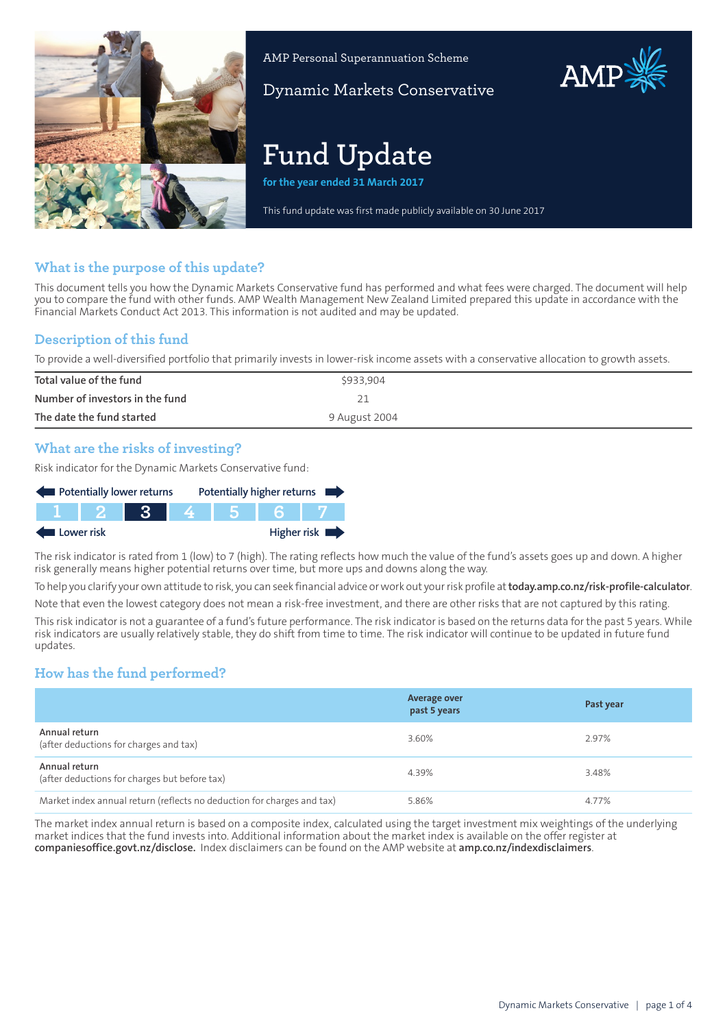AMP Personal Superannuation Scheme

Dynamic Markets Conservative

# Fund Update

**for the year ended 31 March 2017**

This fund update was first made publicly available on 30 June 2017

## What is the purpose of this update?

This document tells you how the Dynamic Markets Conservative fund has performed and what fees were charged. The document will help you to compare the fund with other funds. AMP Wealth Management New Zealand Limited prepared this update in accordance with the Financial Markets Conduct Act 2013. This information is not audited and may be updated.

## Description of this fund

To provide a well-diversified portfolio that primarily invests in lower-risk income assets with a conservative allocation to growth assets.

| | |
|---|---|
| Total value of the fund | $933,904 |
| Number of investors in the fund | 21 |
| The date the fund started | 9 August 2004 |

## What are the risks of investing?

Risk indicator for the Dynamic Markets Conservative fund:

Potentially lower returns ← → Potentially higher returns

| 1 | 2 | **3** | 4 | 5 | 6 | 7 |
|---|---|---|---|---|---|---|

Lower risk ← → Higher risk

The risk indicator is rated from 1 (low) to 7 (high). The rating reflects how much the value of the fund's assets goes up and down. A higher risk generally means higher potential returns over time, but more ups and downs along the way.

To help you clarify your own attitude to risk, you can seek financial advice or work out your risk profile at **today.amp.co.nz/risk-profile-calculator**.

Note that even the lowest category does not mean a risk-free investment, and there are other risks that are not captured by this rating.

This risk indicator is not a guarantee of a fund's future performance. The risk indicator is based on the returns data for the past 5 years. While risk indicators are usually relatively stable, they do shift from time to time. The risk indicator will continue to be updated in future fund updates.

## How has the fund performed?

| | Average over past 5 years | Past year |
|---|---|---|
| **Annual return** (after deductions for charges and tax) | 3.60% | 2.97% |
| **Annual return** (after deductions for charges but before tax) | 4.39% | 3.48% |
| Market index annual return (reflects no deduction for charges and tax) | 5.86% | 4.77% |

The market index annual return is based on a composite index, calculated using the target investment mix weightings of the underlying market indices that the fund invests into. Additional information about the market index is available on the offer register at **companiesoffice.govt.nz/disclose.** Index disclaimers can be found on the AMP website at **amp.co.nz/indexdisclaimers**.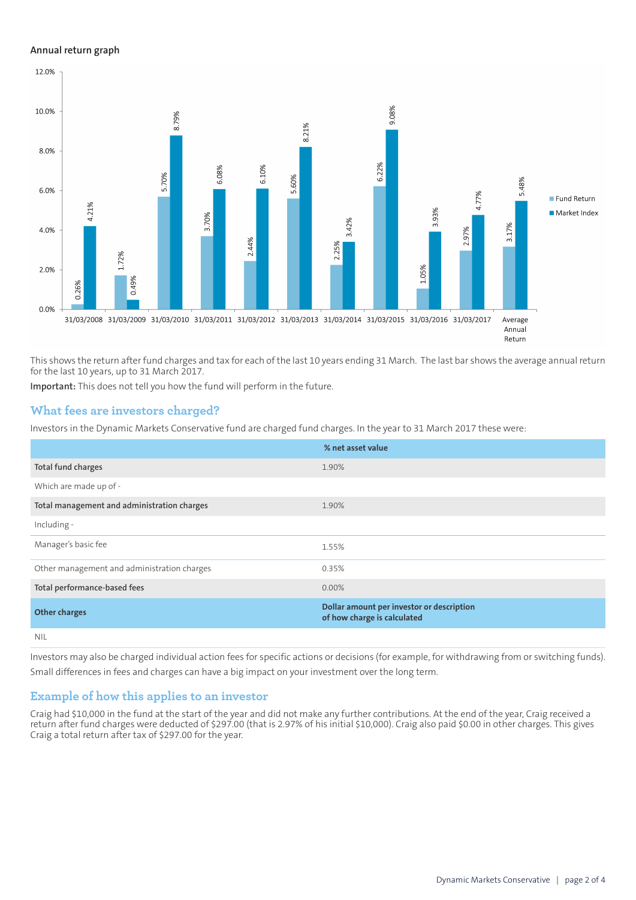## Annual return graph

| Year ending | Fund Return | Market Index |
|---|---|---|
| 31/03/2008 | 0.26% | 4.21% |
| 31/03/2009 | 1.72% | 0.49% |
| 31/03/2010 | 5.70% | 8.79% |
| 31/03/2011 | 3.70% | 6.08% |
| 31/03/2012 | 2.44% | 6.10% |
| 31/03/2013 | 5.60% | 8.21% |
| 31/03/2014 | 2.25% | 3.42% |
| 31/03/2015 | 6.22% | 9.08% |
| 31/03/2016 | 1.05% | 3.93% |
| 31/03/2017 | 2.97% | 4.77% |
| Average Annual Return | 3.17% | 5.48% |

This shows the return after fund charges and tax for each of the last 10 years ending 31 March. The last bar shows the average annual return for the last 10 years, up to 31 March 2017.

**Important:** This does not tell you how the fund will perform in the future.

## What fees are investors charged?

Investors in the Dynamic Markets Conservative fund are charged fund charges. In the year to 31 March 2017 these were:

| | % net asset value |
|---|---|
| **Total fund charges** | 1.90% |
| Which are made up of - | |
| **Total management and administration charges** | 1.90% |
| Including - | |
| Manager's basic fee | 1.55% |
| Other management and administration charges | 0.35% |
| **Total performance-based fees** | 0.00% |
| **Other charges** | **Dollar amount per investor or description of how charge is calculated** |
| NIL | |

Investors may also be charged individual action fees for specific actions or decisions (for example, for withdrawing from or switching funds). Small differences in fees and charges can have a big impact on your investment over the long term.

## Example of how this applies to an investor

Craig had $10,000 in the fund at the start of the year and did not make any further contributions. At the end of the year, Craig received a return after fund charges were deducted of $297.00 (that is 2.97% of his initial $10,000). Craig also paid $0.00 in other charges. This gives Craig a total return after tax of $297.00 for the year.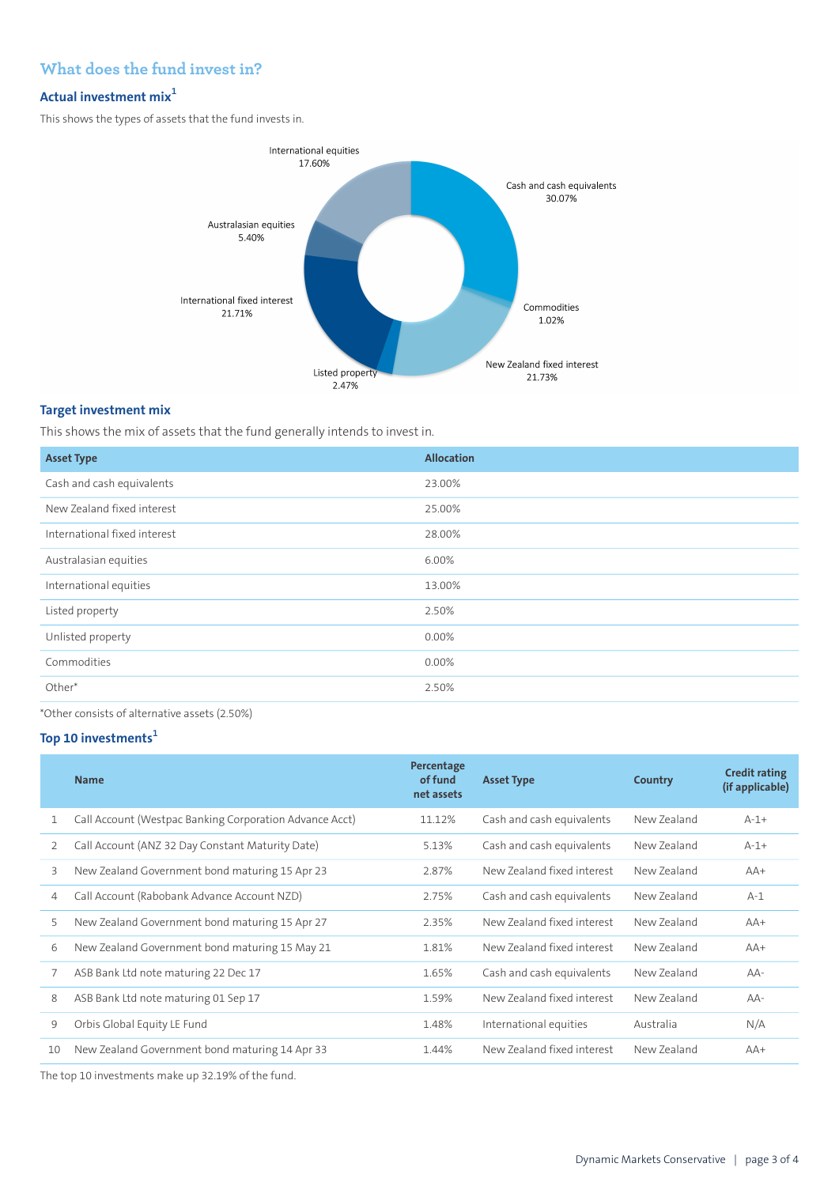## What does the fund invest in?

### Actual investment mix[1]

This shows the types of assets that the fund invests in.

International equities 17.60%

Cash and cash equivalents 30.07%

Australasian equities 5.40%

Commodities 1.02%

International fixed interest 21.71%

New Zealand fixed interest 21.73%

Listed property 2.47%

### Target investment mix

This shows the mix of assets that the fund generally intends to invest in.

| Asset Type | Allocation |
|---|---|
| Cash and cash equivalents | 23.00% |
| New Zealand fixed interest | 25.00% |
| International fixed interest | 28.00% |
| Australasian equities | 6.00% |
| International equities | 13.00% |
| Listed property | 2.50% |
| Unlisted property | 0.00% |
| Commodities | 0.00% |
| Other* | 2.50% |

*Other consists of alternative assets (2.50%)

### Top 10 investments[1]

| | Name | Percentage of fund net assets | Asset Type | Country | Credit rating (if applicable) |
|---|---|---|---|---|---|
| 1 | Call Account (Westpac Banking Corporation Advance Acct) | 11.12% | Cash and cash equivalents | New Zealand | A-1+ |
| 2 | Call Account (ANZ 32 Day Constant Maturity Date) | 5.13% | Cash and cash equivalents | New Zealand | A-1+ |
| 3 | New Zealand Government bond maturing 15 Apr 23 | 2.87% | New Zealand fixed interest | New Zealand | AA+ |
| 4 | Call Account (Rabobank Advance Account NZD) | 2.75% | Cash and cash equivalents | New Zealand | A-1 |
| 5 | New Zealand Government bond maturing 15 Apr 27 | 2.35% | New Zealand fixed interest | New Zealand | AA+ |
| 6 | New Zealand Government bond maturing 15 May 21 | 1.81% | New Zealand fixed interest | New Zealand | AA+ |
| 7 | ASB Bank Ltd note maturing 22 Dec 17 | 1.65% | Cash and cash equivalents | New Zealand | AA- |
| 8 | ASB Bank Ltd note maturing 01 Sep 17 | 1.59% | New Zealand fixed interest | New Zealand | AA- |
| 9 | Orbis Global Equity LE Fund | 1.48% | International equities | Australia | N/A |
| 10 | New Zealand Government bond maturing 14 Apr 33 | 1.44% | New Zealand fixed interest | New Zealand | AA+ |

The top 10 investments make up 32.19% of the fund.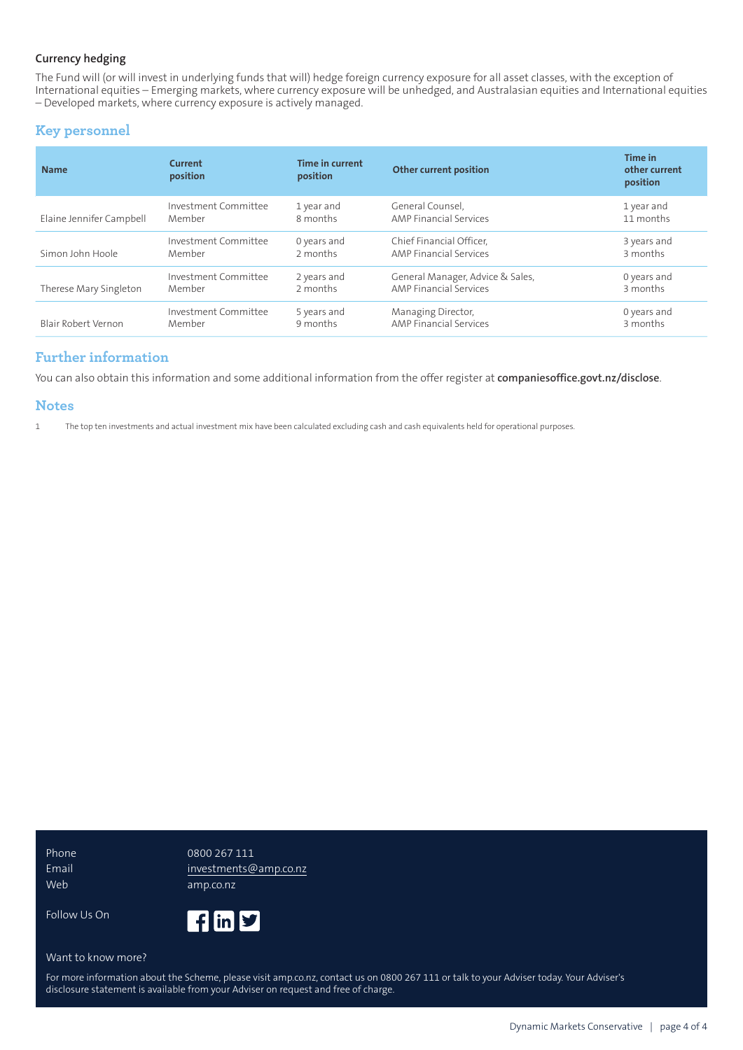### Currency hedging

The Fund will (or will invest in underlying funds that will) hedge foreign currency exposure for all asset classes, with the exception of International equities – Emerging markets, where currency exposure will be unhedged, and Australasian equities and International equities – Developed markets, where currency exposure is actively managed.

## Key personnel

| Name | Current position | Time in current position | Other current position | Time in other current position |
|---|---|---|---|---|
| Elaine Jennifer Campbell | Investment Committee Member | 1 year and 8 months | General Counsel, AMP Financial Services | 1 year and 11 months |
| Simon John Hoole | Investment Committee Member | 0 years and 2 months | Chief Financial Officer, AMP Financial Services | 3 years and 3 months |
| Therese Mary Singleton | Investment Committee Member | 2 years and 2 months | General Manager, Advice & Sales, AMP Financial Services | 0 years and 3 months |
| Blair Robert Vernon | Investment Committee Member | 5 years and 9 months | Managing Director, AMP Financial Services | 0 years and 3 months |

## Further information

You can also obtain this information and some additional information from the offer register at **companiesoffice.govt.nz/disclose**.

## Notes

1 The top ten investments and actual investment mix have been calculated excluding cash and cash equivalents held for operational purposes.

Phone 0800 267 111
Email investments@amp.co.nz
Web amp.co.nz

Follow Us On

Want to know more?

For more information about the Scheme, please visit amp.co.nz, contact us on 0800 267 111 or talk to your Adviser today. Your Adviser's disclosure statement is available from your Adviser on request and free of charge.